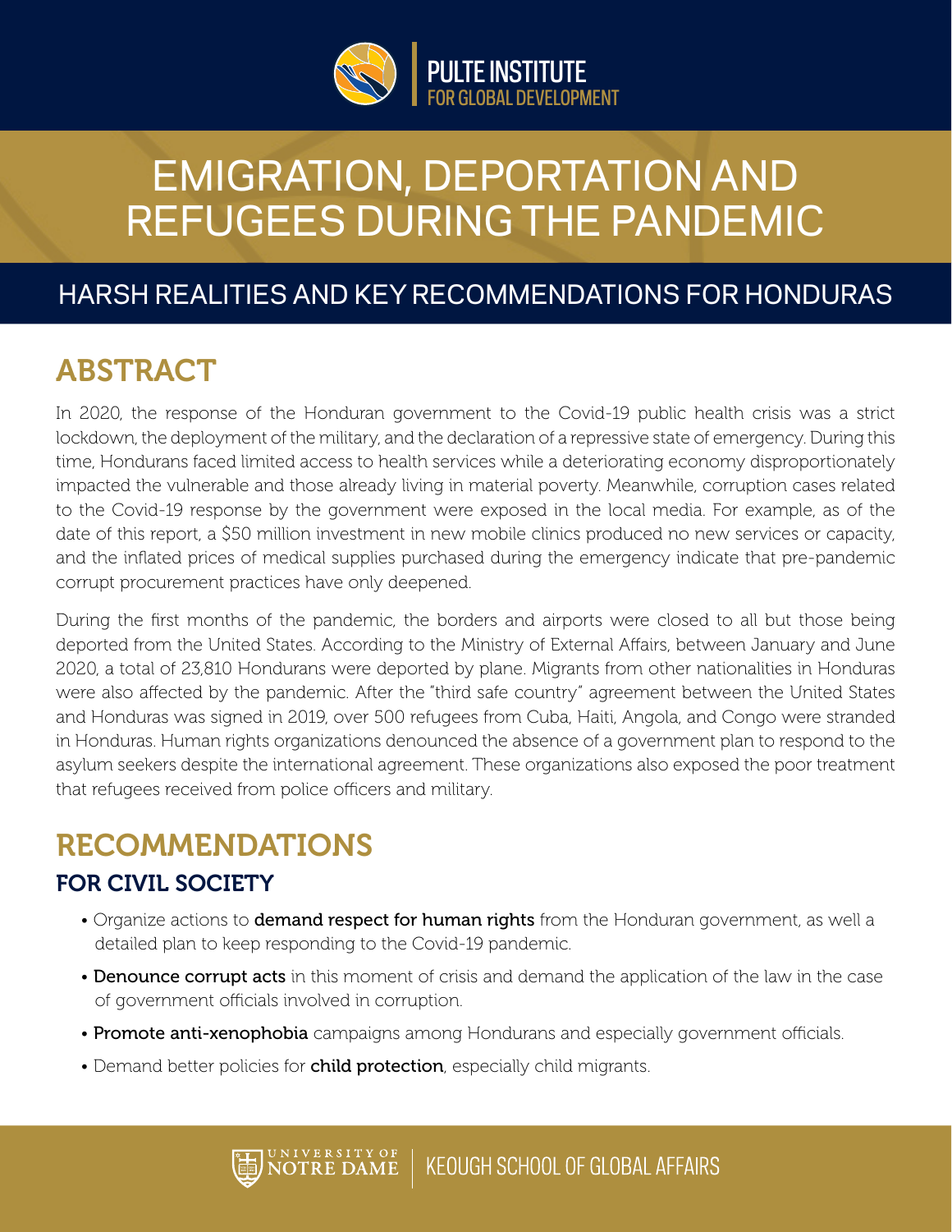PULTE INSTITUTE
FOR GLOBAL DEVELOPMENT

# EMIGRATION, DEPORTATION AND REFUGEES DURING THE PANDEMIC

## HARSH REALITIES AND KEY RECOMMENDATIONS FOR HONDURAS

## ABSTRACT

In 2020, the response of the Honduran government to the Covid-19 public health crisis was a strict lockdown, the deployment of the military, and the declaration of a repressive state of emergency. During this time, Hondurans faced limited access to health services while a deteriorating economy disproportionately impacted the vulnerable and those already living in material poverty. Meanwhile, corruption cases related to the Covid-19 response by the government were exposed in the local media. For example, as of the date of this report, a $50 million investment in new mobile clinics produced no new services or capacity, and the inflated prices of medical supplies purchased during the emergency indicate that pre-pandemic corrupt procurement practices have only deepened.

During the first months of the pandemic, the borders and airports were closed to all but those being deported from the United States. According to the Ministry of External Affairs, between January and June 2020, a total of 23,810 Hondurans were deported by plane. Migrants from other nationalities in Honduras were also affected by the pandemic. After the "third safe country" agreement between the United States and Honduras was signed in 2019, over 500 refugees from Cuba, Haiti, Angola, and Congo were stranded in Honduras. Human rights organizations denounced the absence of a government plan to respond to the asylum seekers despite the international agreement. These organizations also exposed the poor treatment that refugees received from police officers and military.

## RECOMMENDATIONS

### FOR CIVIL SOCIETY

- Organize actions to **demand respect for human rights** from the Honduran government, as well a detailed plan to keep responding to the Covid-19 pandemic.
- **Denounce corrupt acts** in this moment of crisis and demand the application of the law in the case of government officials involved in corruption.
- **Promote anti-xenophobia** campaigns among Hondurans and especially government officials.
- Demand better policies for **child protection**, especially child migrants.

UNIVERSITY OF NOTRE DAME | KEOUGH SCHOOL OF GLOBAL AFFAIRS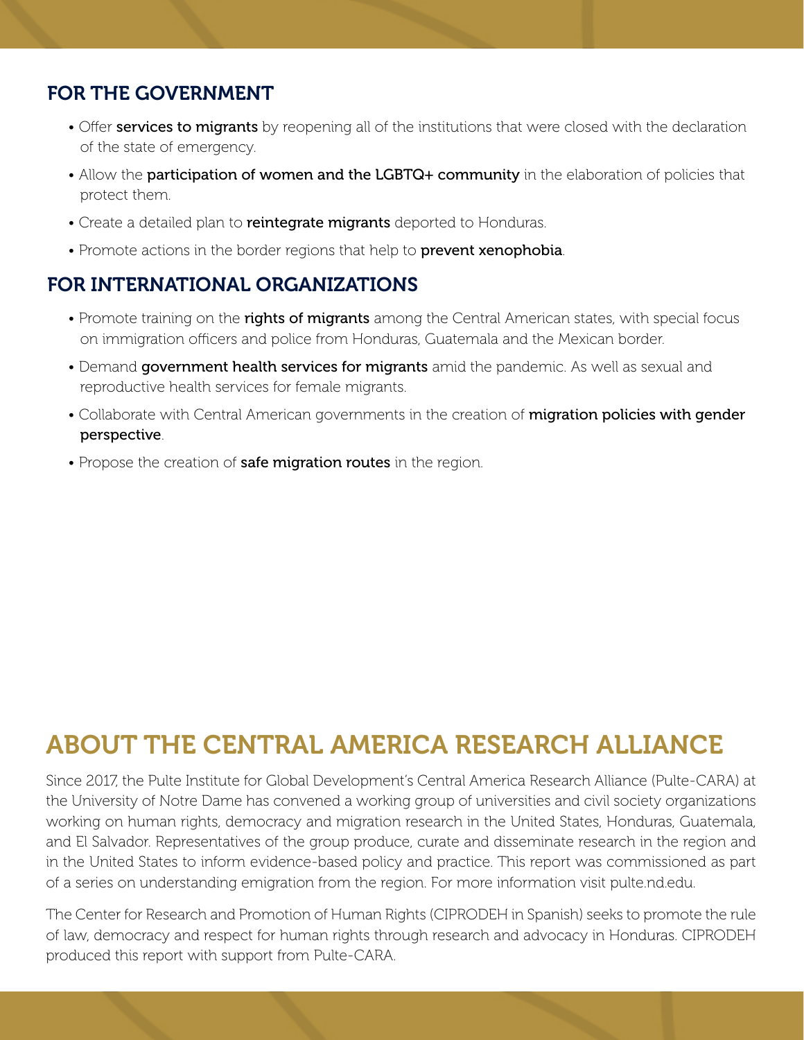## FOR THE GOVERNMENT

- Offer **services to migrants** by reopening all of the institutions that were closed with the declaration of the state of emergency.
- Allow the **participation of women and the LGBTQ+ community** in the elaboration of policies that protect them.
- Create a detailed plan to **reintegrate migrants** deported to Honduras.
- Promote actions in the border regions that help to **prevent xenophobia**.

## FOR INTERNATIONAL ORGANIZATIONS

- Promote training on the **rights of migrants** among the Central American states, with special focus on immigration officers and police from Honduras, Guatemala and the Mexican border.
- Demand **government health services for migrants** amid the pandemic. As well as sexual and reproductive health services for female migrants.
- Collaborate with Central American governments in the creation of **migration policies with gender perspective**.
- Propose the creation of **safe migration routes** in the region.

# ABOUT THE CENTRAL AMERICA RESEARCH ALLIANCE

Since 2017, the Pulte Institute for Global Development's Central America Research Alliance (Pulte-CARA) at the University of Notre Dame has convened a working group of universities and civil society organizations working on human rights, democracy and migration research in the United States, Honduras, Guatemala, and El Salvador. Representatives of the group produce, curate and disseminate research in the region and in the United States to inform evidence-based policy and practice. This report was commissioned as part of a series on understanding emigration from the region. For more information visit pulte.nd.edu.

The Center for Research and Promotion of Human Rights (CIPRODEH in Spanish) seeks to promote the rule of law, democracy and respect for human rights through research and advocacy in Honduras. CIPRODEH produced this report with support from Pulte-CARA.